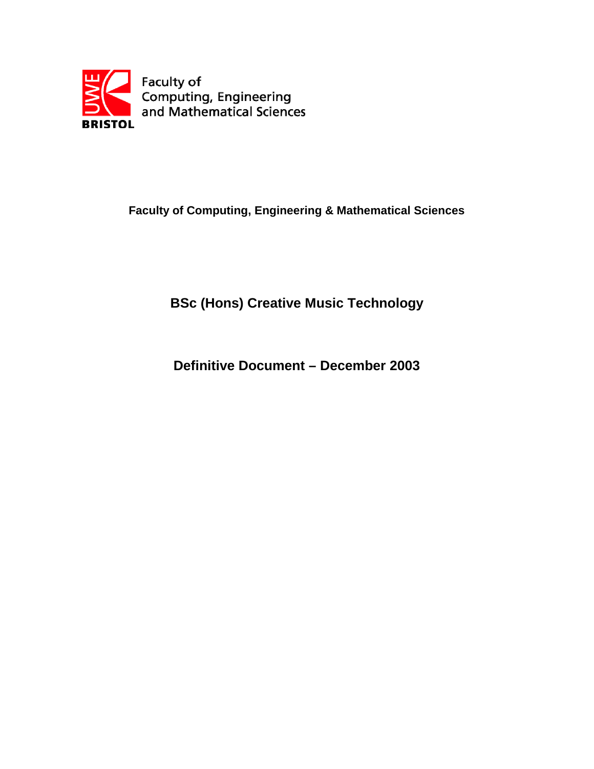Faculty of Computing, Engineering and Mathematical Sciences

BRISTOL

**Faculty of Computing, Engineering & Mathematical Sciences**

# BSc (Hons) Creative Music Technology

## Definitive Document – December 2003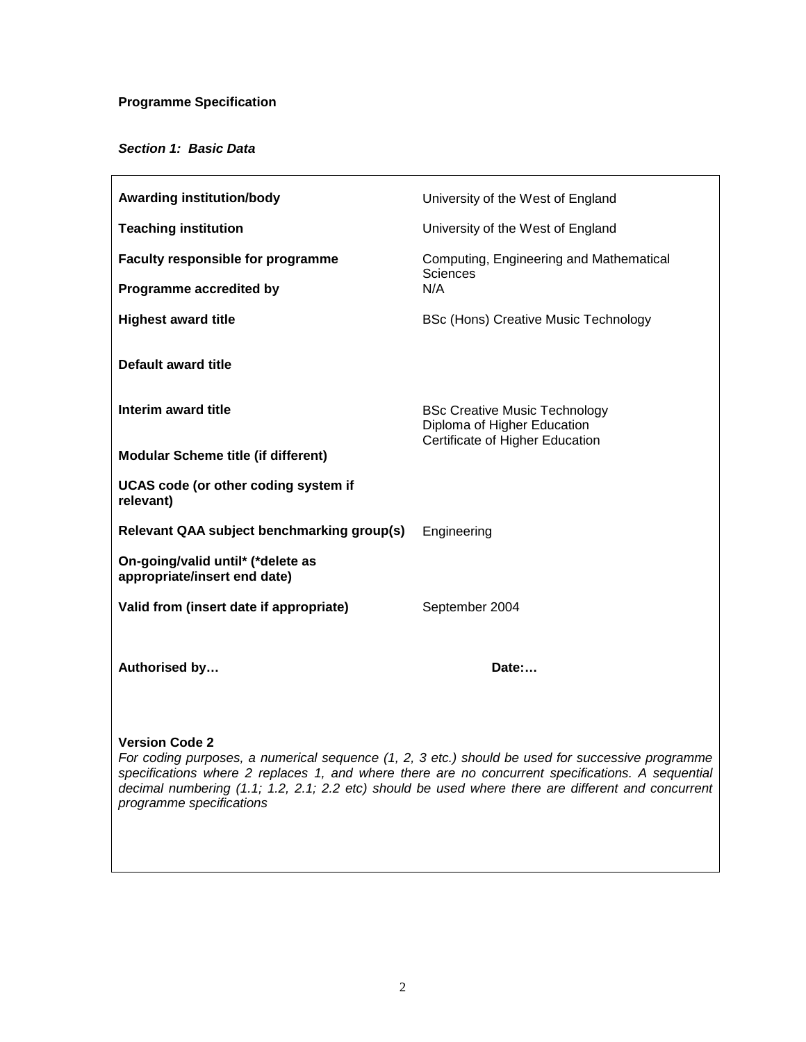**Programme Specification**

***Section 1: Basic Data***

| | |
|---|---|
| **Awarding institution/body** | University of the West of England |
| **Teaching institution** | University of the West of England |
| **Faculty responsible for programme** | Computing, Engineering and Mathematical Sciences |
| **Programme accredited by** | N/A |
| **Highest award title** | BSc (Hons) Creative Music Technology |
| **Default award title** | |
| **Interim award title** | BSc Creative Music Technology<br>Diploma of Higher Education<br>Certificate of Higher Education |
| **Modular Scheme title (if different)** | |
| **UCAS code (or other coding system if relevant)** | |
| **Relevant QAA subject benchmarking group(s)** | Engineering |
| **On-going/valid until* (*delete as appropriate/insert end date)** | |
| **Valid from (insert date if appropriate)** | September 2004 |
| **Authorised by…** | **Date:…** |

**Version Code 2**

*For coding purposes, a numerical sequence (1, 2, 3 etc.) should be used for successive programme specifications where 2 replaces 1, and where there are no concurrent specifications. A sequential decimal numbering (1.1; 1.2, 2.1; 2.2 etc) should be used where there are different and concurrent programme specifications*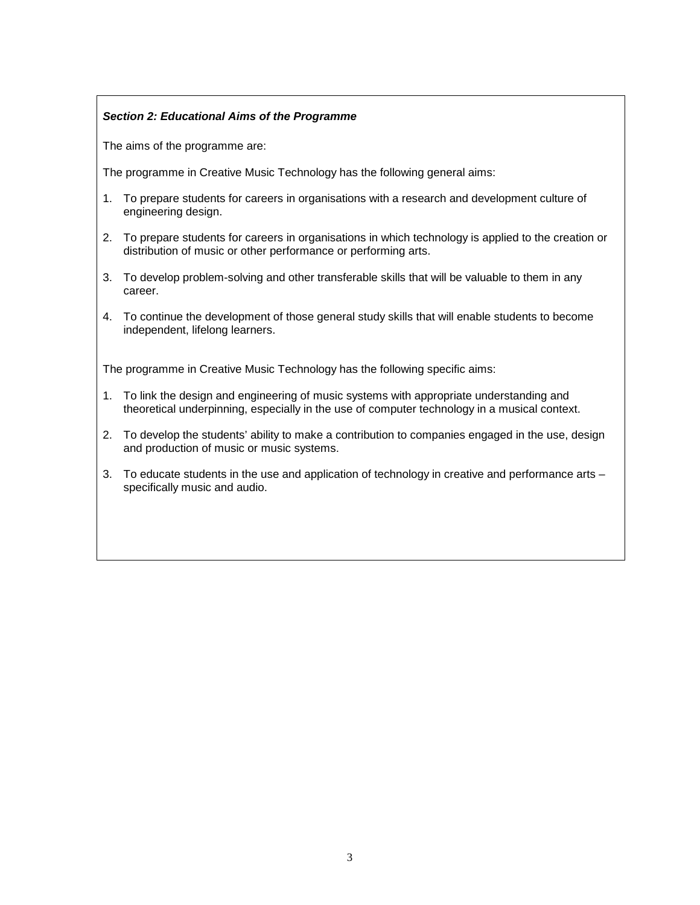### *Section 2: Educational Aims of the Programme*

The aims of the programme are:

The programme in Creative Music Technology has the following general aims:

1. To prepare students for careers in organisations with a research and development culture of engineering design.
2. To prepare students for careers in organisations in which technology is applied to the creation or distribution of music or other performance or performing arts.
3. To develop problem-solving and other transferable skills that will be valuable to them in any career.
4. To continue the development of those general study skills that will enable students to become independent, lifelong learners.

The programme in Creative Music Technology has the following specific aims:

1. To link the design and engineering of music systems with appropriate understanding and theoretical underpinning, especially in the use of computer technology in a musical context.
2. To develop the students' ability to make a contribution to companies engaged in the use, design and production of music or music systems.
3. To educate students in the use and application of technology in creative and performance arts – specifically music and audio.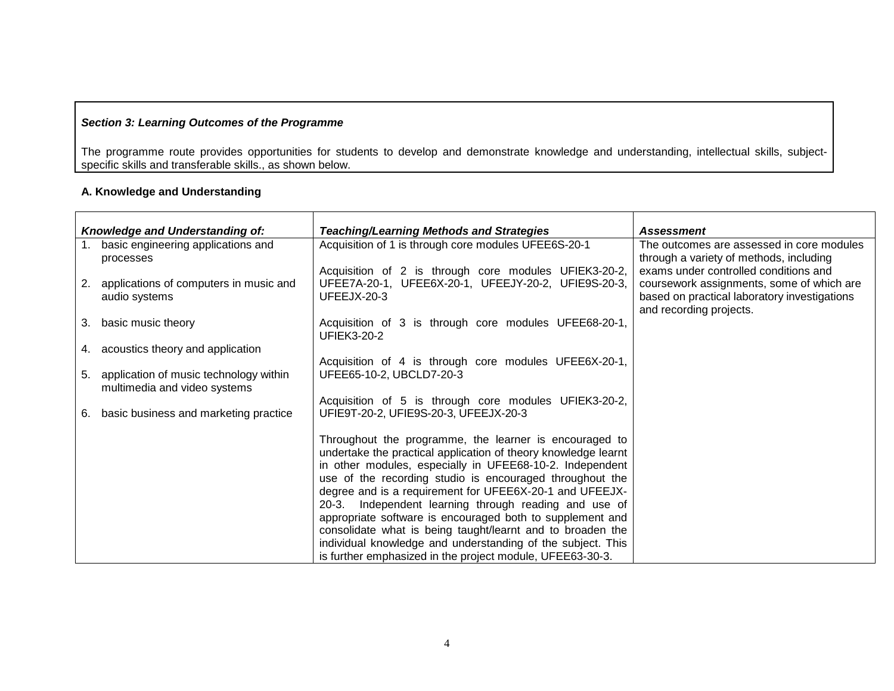***Section 3: Learning Outcomes of the Programme***

The programme route provides opportunities for students to develop and demonstrate knowledge and understanding, intellectual skills, subject-specific skills and transferable skills., as shown below.

**A. Knowledge and Understanding**

| ***Knowledge and Understanding of:*** | ***Teaching/Learning Methods and Strategies*** | ***Assessment*** |
|---|---|---|
| 1. basic engineering applications and processes<br><br>2. applications of computers in music and audio systems<br><br>3. basic music theory<br><br>4. acoustics theory and application<br><br>5. application of music technology within multimedia and video systems<br><br>6. basic business and marketing practice | Acquisition of 1 is through core modules UFEE6S-20-1<br><br>Acquisition of 2 is through core modules UFIEK3-20-2, UFEE7A-20-1, UFEE6X-20-1, UFEEJY-20-2, UFIE9S-20-3, UFEEJX-20-3<br><br>Acquisition of 3 is through core modules UFEE68-20-1, UFIEK3-20-2<br><br>Acquisition of 4 is through core modules UFEE6X-20-1, UFEE65-10-2, UBCLD7-20-3<br><br>Acquisition of 5 is through core modules UFIEK3-20-2, UFIE9T-20-2, UFIE9S-20-3, UFEEJX-20-3<br><br>Throughout the programme, the learner is encouraged to undertake the practical application of theory knowledge learnt in other modules, especially in UFEE68-10-2. Independent use of the recording studio is encouraged throughout the degree and is a requirement for UFEE6X-20-1 and UFEEJX-20-3. Independent learning through reading and use of appropriate software is encouraged both to supplement and consolidate what is being taught/learnt and to broaden the individual knowledge and understanding of the subject. This is further emphasized in the project module, UFEE63-30-3. | The outcomes are assessed in core modules through a variety of methods, including exams under controlled conditions and coursework assignments, some of which are based on practical laboratory investigations and recording projects. |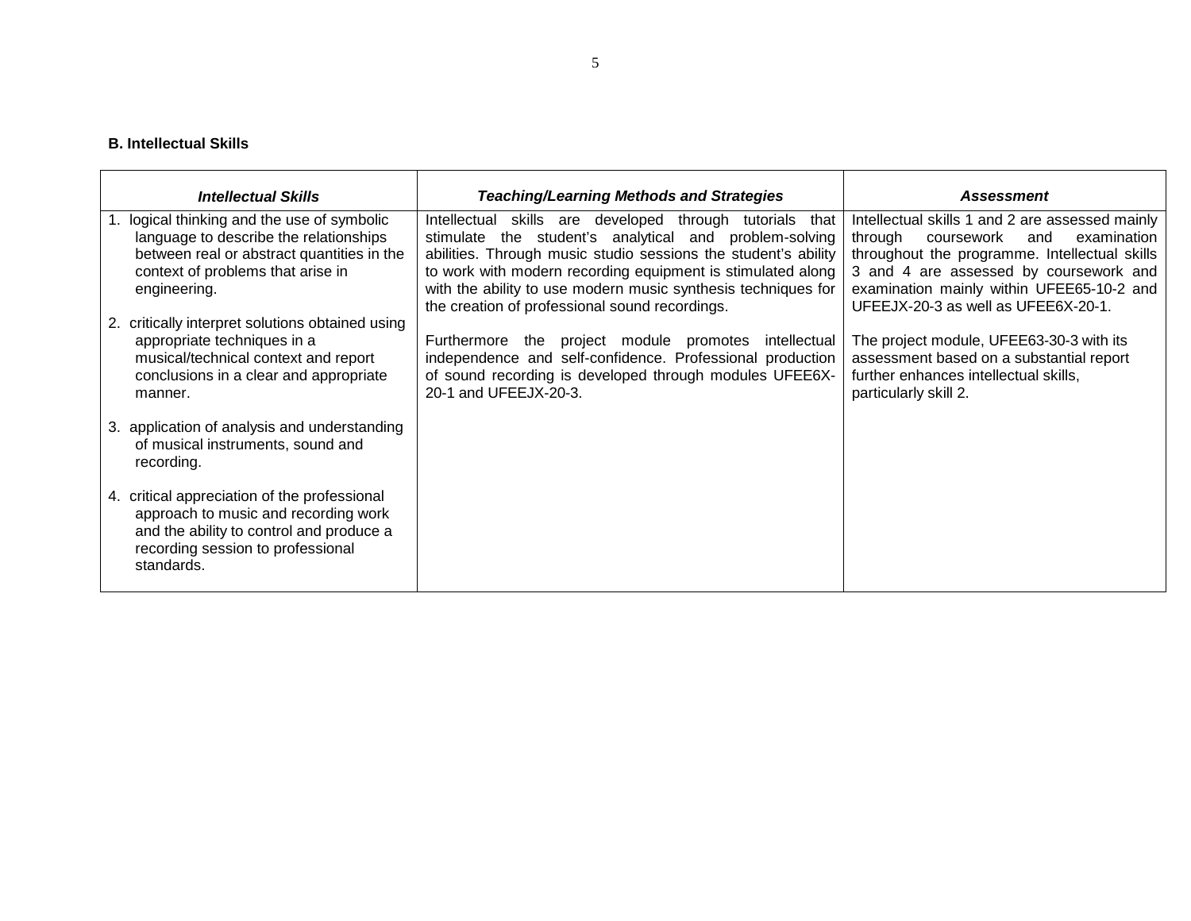### B. Intellectual Skills

| *Intellectual Skills* | *Teaching/Learning Methods and Strategies* | *Assessment* |
|---|---|---|
| 1. logical thinking and the use of symbolic language to describe the relationships between real or abstract quantities in the context of problems that arise in engineering.<br><br>2. critically interpret solutions obtained using appropriate techniques in a musical/technical context and report conclusions in a clear and appropriate manner.<br><br>3. application of analysis and understanding of musical instruments, sound and recording.<br><br>4. critical appreciation of the professional approach to music and recording work and the ability to control and produce a recording session to professional standards. | Intellectual skills are developed through tutorials that stimulate the student's analytical and problem-solving abilities. Through music studio sessions the student's ability to work with modern recording equipment is stimulated along with the ability to use modern music synthesis techniques for the creation of professional sound recordings.<br><br>Furthermore the project module promotes intellectual independence and self-confidence. Professional production of sound recording is developed through modules UFEE6X-20-1 and UFEEJX-20-3. | Intellectual skills 1 and 2 are assessed mainly through coursework and examination throughout the programme. Intellectual skills 3 and 4 are assessed by coursework and examination mainly within UFEE65-10-2 and UFEEJX-20-3 as well as UFEE6X-20-1.<br><br>The project module, UFEE63-30-3 with its assessment based on a substantial report further enhances intellectual skills, particularly skill 2. |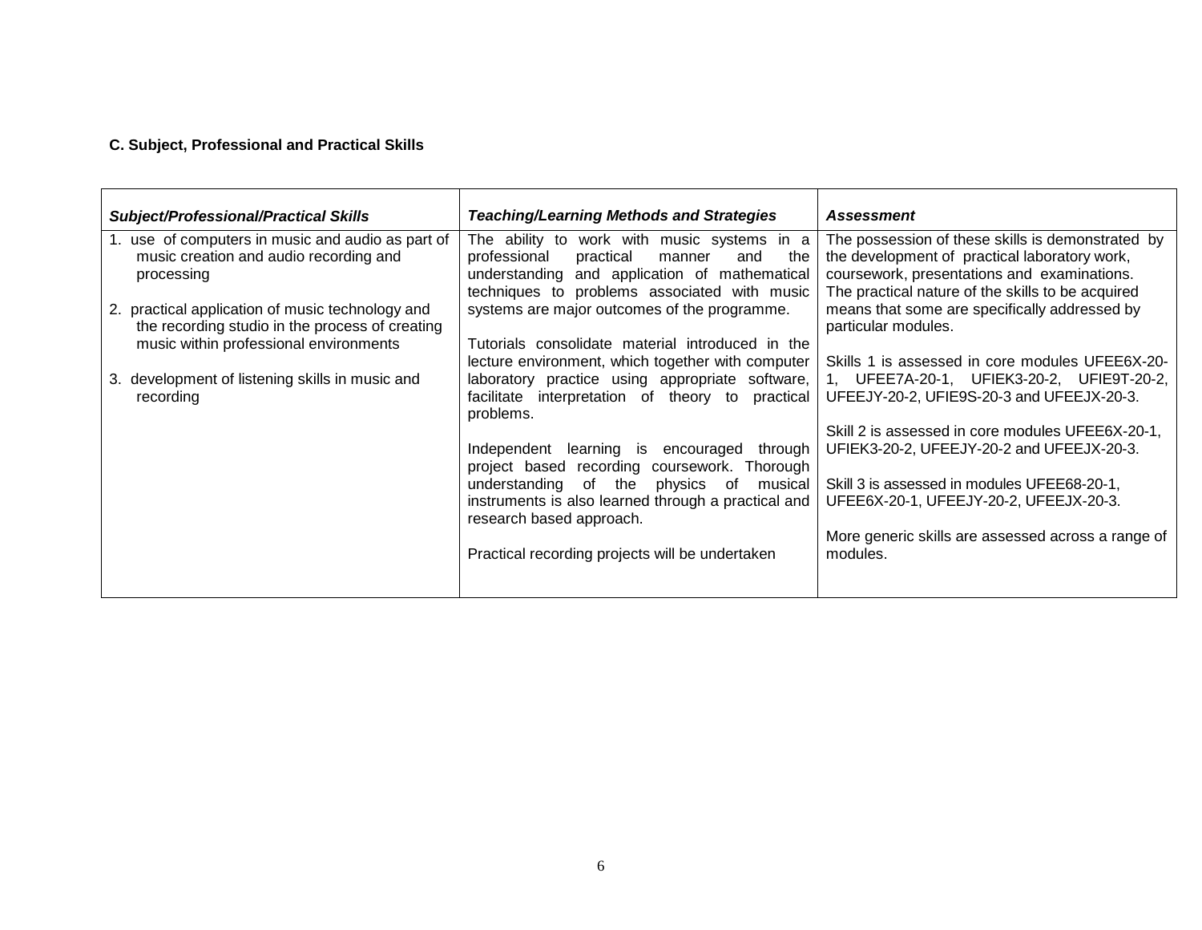**C. Subject, Professional and Practical Skills**

| *Subject/Professional/Practical Skills* | *Teaching/Learning Methods and Strategies* | *Assessment* |
|---|---|---|
| 1. use of computers in music and audio as part of music creation and audio recording and processing<br><br>2. practical application of music technology and the recording studio in the process of creating music within professional environments<br><br>3. development of listening skills in music and recording | The ability to work with music systems in a professional practical manner and the understanding and application of mathematical techniques to problems associated with music systems are major outcomes of the programme.<br><br>Tutorials consolidate material introduced in the lecture environment, which together with computer laboratory practice using appropriate software, facilitate interpretation of theory to practical problems.<br><br>Independent learning is encouraged through project based recording coursework. Thorough understanding of the physics of musical instruments is also learned through a practical and research based approach.<br><br>Practical recording projects will be undertaken | The possession of these skills is demonstrated by the development of practical laboratory work, coursework, presentations and examinations. The practical nature of the skills to be acquired means that some are specifically addressed by particular modules.<br><br>Skills 1 is assessed in core modules UFEE6X-20-1, UFEE7A-20-1, UFIEK3-20-2, UFIE9T-20-2, UFEEJY-20-2, UFIE9S-20-3 and UFEEJX-20-3.<br><br>Skill 2 is assessed in core modules UFEE6X-20-1, UFIEK3-20-2, UFEEJY-20-2 and UFEEJX-20-3.<br><br>Skill 3 is assessed in modules UFEE68-20-1, UFEE6X-20-1, UFEEJY-20-2, UFEEJX-20-3.<br><br>More generic skills are assessed across a range of modules. |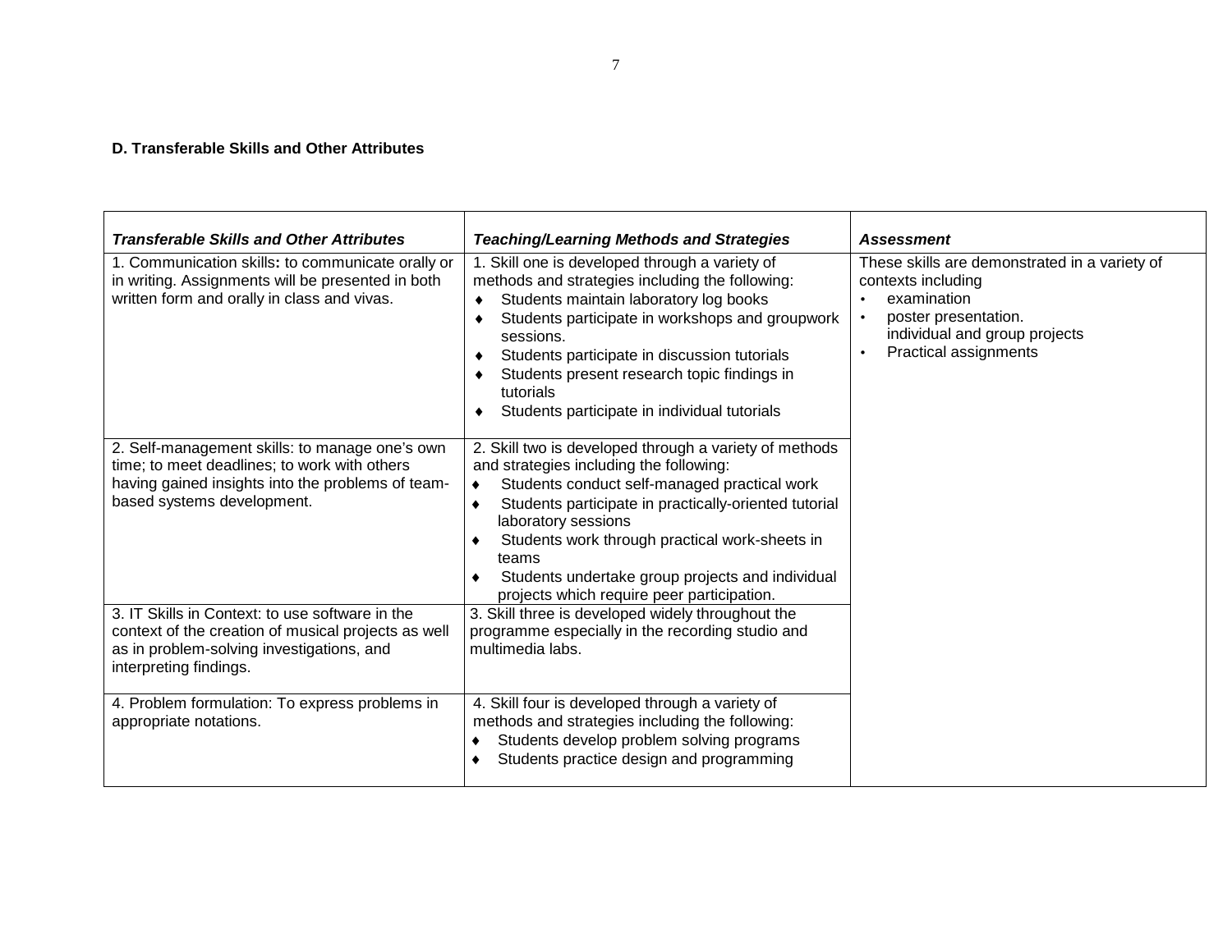**D. Transferable Skills and Other Attributes**

| *Transferable Skills and Other Attributes* | *Teaching/Learning Methods and Strategies* | *Assessment* |
|---|---|---|
| 1. Communication skills**:** to communicate orally or in writing. Assignments will be presented in both written form and orally in class and vivas. | 1. Skill one is developed through a variety of methods and strategies including the following:<br>♦ Students maintain laboratory log books<br>♦ Students participate in workshops and groupwork sessions.<br>♦ Students participate in discussion tutorials<br>♦ Students present research topic findings in tutorials<br>♦ Students participate in individual tutorials | These skills are demonstrated in a variety of contexts including<br>• examination<br>• poster presentation.<br>individual and group projects<br>• Practical assignments |
| 2. Self-management skills: to manage one's own time; to meet deadlines; to work with others having gained insights into the problems of team-based systems development. | 2. Skill two is developed through a variety of methods and strategies including the following:<br>♦ Students conduct self-managed practical work<br>♦ Students participate in practically-oriented tutorial laboratory sessions<br>♦ Students work through practical work-sheets in teams<br>♦ Students undertake group projects and individual projects which require peer participation. | |
| 3. IT Skills in Context: to use software in the context of the creation of musical projects as well as in problem-solving investigations, and interpreting findings. | 3. Skill three is developed widely throughout the programme especially in the recording studio and multimedia labs. | |
| 4. Problem formulation: To express problems in appropriate notations. | 4. Skill four is developed through a variety of methods and strategies including the following:<br>♦ Students develop problem solving programs<br>♦ Students practice design and programming | |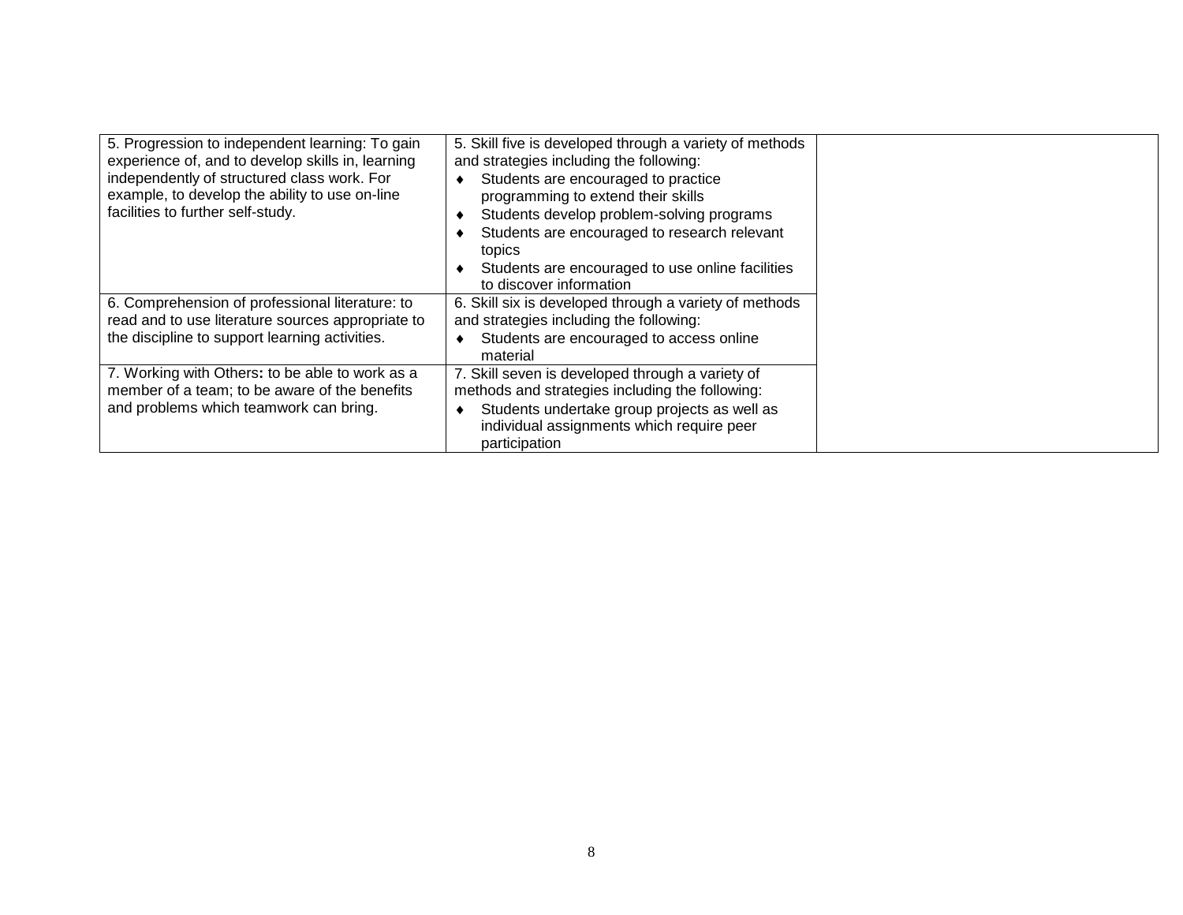| | | |
|---|---|---|
| 5. Progression to independent learning: To gain experience of, and to develop skills in, learning independently of structured class work. For example, to develop the ability to use on-line facilities to further self-study. | 5. Skill five is developed through a variety of methods and strategies including the following:<br>♦ Students are encouraged to practice programming to extend their skills<br>♦ Students develop problem-solving programs<br>♦ Students are encouraged to research relevant topics<br>♦ Students are encouraged to use online facilities to discover information | |
| 6. Comprehension of professional literature: to read and to use literature sources appropriate to the discipline to support learning activities. | 6. Skill six is developed through a variety of methods and strategies including the following:<br>♦ Students are encouraged to access online material | |
| 7. Working with Others**:** to be able to work as a member of a team; to be aware of the benefits and problems which teamwork can bring. | 7. Skill seven is developed through a variety of methods and strategies including the following:<br>♦ Students undertake group projects as well as individual assignments which require peer participation | |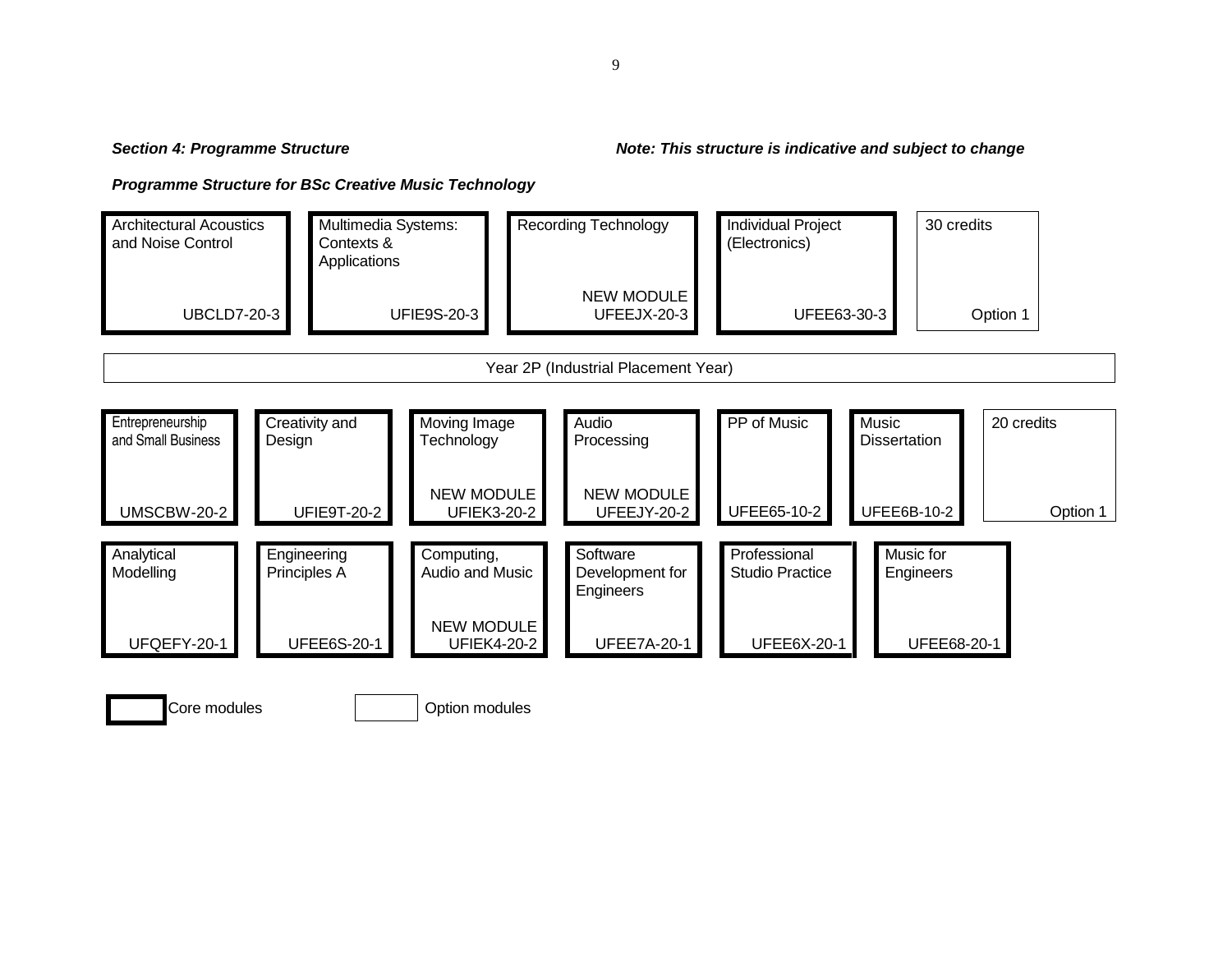***Section 4: Programme Structure*** &nbsp;&nbsp;&nbsp;&nbsp; ***Note: This structure is indicative and subject to change***

***Programme Structure for BSc Creative Music Technology***

| Module | Code | Notes | Type |
| --- | --- | --- | --- |
| Architectural Acoustics and Noise Control | UBCLD7-20-3 | | Core |
| Multimedia Systems: Contexts & Applications | UFIE9S-20-3 | | Core |
| Recording Technology | UFEEJX-20-3 | NEW MODULE | Core |
| Individual Project (Electronics) | UFEE63-30-3 | | Core |
| 30 credits | | Option 1 | Option |

Year 2P (Industrial Placement Year)

| Module | Code | Notes | Type |
| --- | --- | --- | --- |
| Entrepreneurship and Small Business | UMSCBW-20-2 | | Core |
| Creativity and Design | UFIE9T-20-2 | | Core |
| Moving Image Technology | UFIEK3-20-2 | NEW MODULE | Core |
| Audio Processing | UFEEJY-20-2 | NEW MODULE | Core |
| PP of Music | UFEE65-10-2 | | Core |
| Music Dissertation | UFEE6B-10-2 | | Core |
| 20 credits | | Option 1 | Option |

| Module | Code | Notes | Type |
| --- | --- | --- | --- |
| Analytical Modelling | UFQEFY-20-1 | | Core |
| Engineering Principles A | UFEE6S-20-1 | | Core |
| Computing, Audio and Music | UFIEK4-20-2 | NEW MODULE | Core |
| Software Development for Engineers | UFEE7A-20-1 | | Core |
| Professional Studio Practice | UFEE6X-20-1 | | Core |
| Music for Engineers | UFEE68-20-1 | | Core |

Key: Core modules (bold border); Option modules (thin border)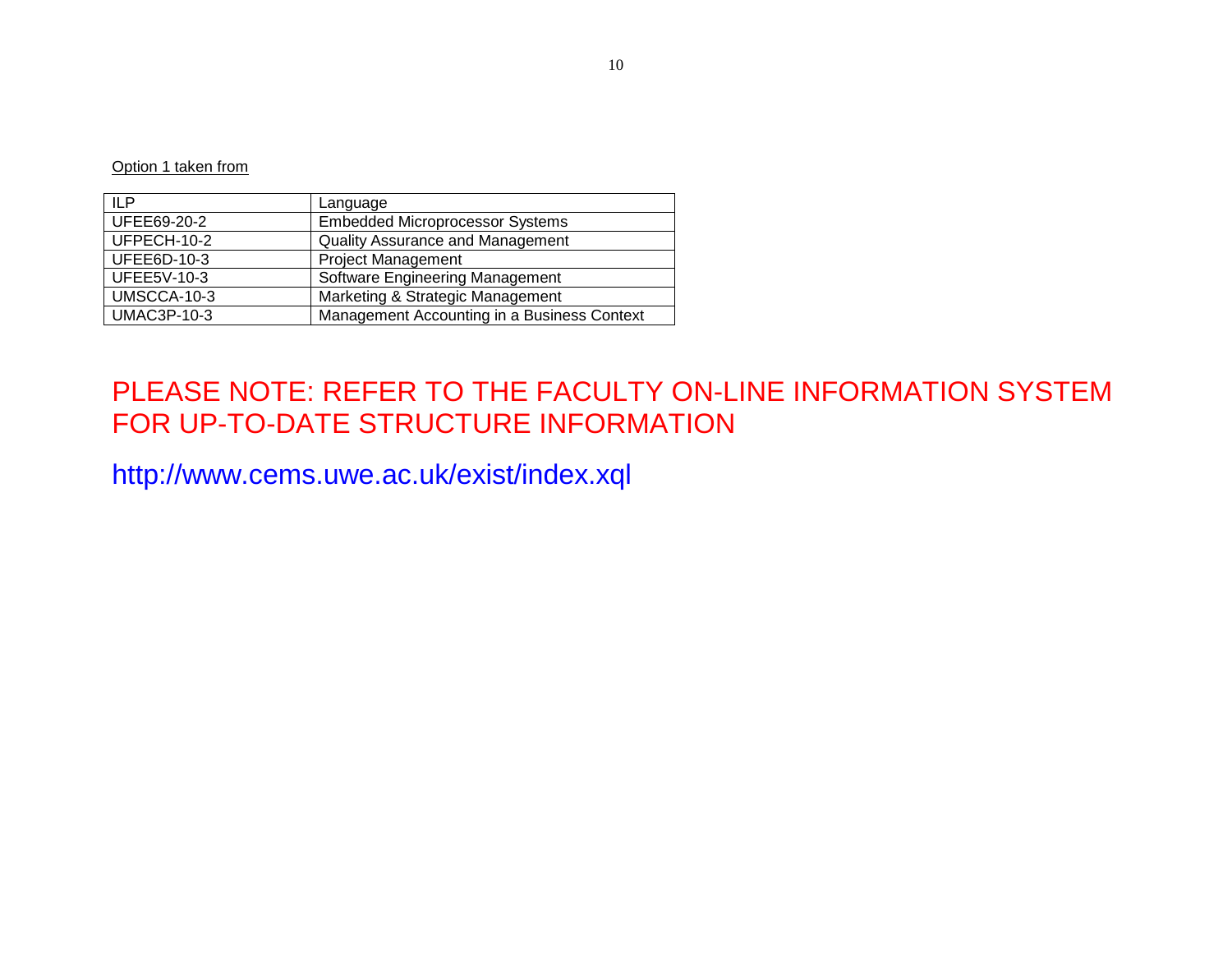Option 1 taken from

| ILP | Language |
|---|---|
| UFEE69-20-2 | Embedded Microprocessor Systems |
| UFPECH-10-2 | Quality Assurance and Management |
| UFEE6D-10-3 | Project Management |
| UFEE5V-10-3 | Software Engineering Management |
| UMSCCA-10-3 | Marketing & Strategic Management |
| UMAC3P-10-3 | Management Accounting in a Business Context |

PLEASE NOTE: REFER TO THE FACULTY ON-LINE INFORMATION SYSTEM FOR UP-TO-DATE STRUCTURE INFORMATION

http://www.cems.uwe.ac.uk/exist/index.xql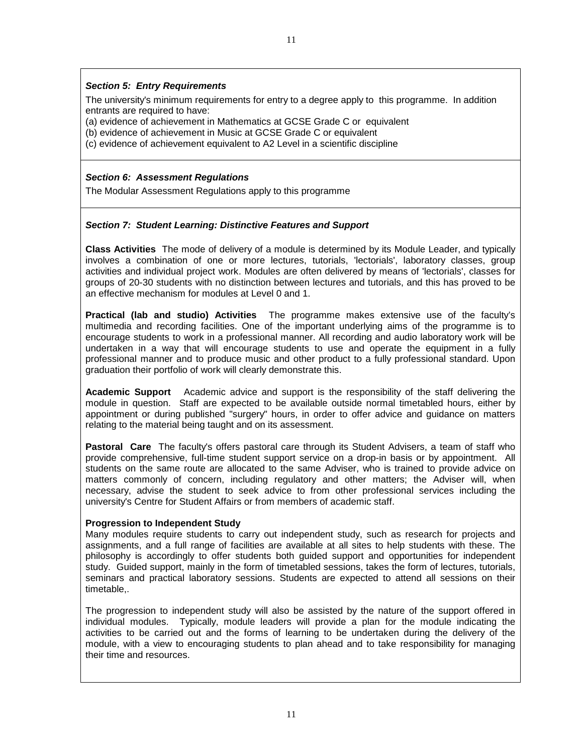***Section 5: Entry Requirements***

The university's minimum requirements for entry to a degree apply to this programme. In addition entrants are required to have:

(a) evidence of achievement in Mathematics at GCSE Grade C or equivalent
(b) evidence of achievement in Music at GCSE Grade C or equivalent
(c) evidence of achievement equivalent to A2 Level in a scientific discipline

***Section 6: Assessment Regulations***

The Modular Assessment Regulations apply to this programme

***Section 7: Student Learning: Distinctive Features and Support***

**Class Activities** The mode of delivery of a module is determined by its Module Leader, and typically involves a combination of one or more lectures, tutorials, 'lectorials', laboratory classes, group activities and individual project work. Modules are often delivered by means of 'lectorials', classes for groups of 20-30 students with no distinction between lectures and tutorials, and this has proved to be an effective mechanism for modules at Level 0 and 1.

**Practical (lab and studio) Activities** The programme makes extensive use of the faculty's multimedia and recording facilities. One of the important underlying aims of the programme is to encourage students to work in a professional manner. All recording and audio laboratory work will be undertaken in a way that will encourage students to use and operate the equipment in a fully professional manner and to produce music and other product to a fully professional standard. Upon graduation their portfolio of work will clearly demonstrate this.

**Academic Support** Academic advice and support is the responsibility of the staff delivering the module in question. Staff are expected to be available outside normal timetabled hours, either by appointment or during published "surgery" hours, in order to offer advice and guidance on matters relating to the material being taught and on its assessment.

**Pastoral Care** The faculty's offers pastoral care through its Student Advisers, a team of staff who provide comprehensive, full-time student support service on a drop-in basis or by appointment. All students on the same route are allocated to the same Adviser, who is trained to provide advice on matters commonly of concern, including regulatory and other matters; the Adviser will, when necessary, advise the student to seek advice to from other professional services including the university's Centre for Student Affairs or from members of academic staff.

**Progression to Independent Study**
Many modules require students to carry out independent study, such as research for projects and assignments, and a full range of facilities are available at all sites to help students with these. The philosophy is accordingly to offer students both guided support and opportunities for independent study. Guided support, mainly in the form of timetabled sessions, takes the form of lectures, tutorials, seminars and practical laboratory sessions. Students are expected to attend all sessions on their timetable,.

The progression to independent study will also be assisted by the nature of the support offered in individual modules. Typically, module leaders will provide a plan for the module indicating the activities to be carried out and the forms of learning to be undertaken during the delivery of the module, with a view to encouraging students to plan ahead and to take responsibility for managing their time and resources.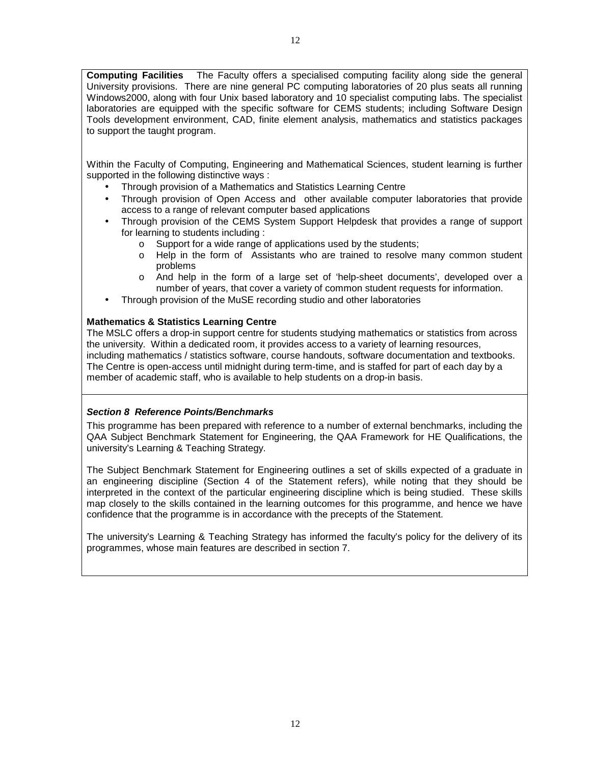**Computing Facilities** The Faculty offers a specialised computing facility along side the general University provisions. There are nine general PC computing laboratories of 20 plus seats all running Windows2000, along with four Unix based laboratory and 10 specialist computing labs. The specialist laboratories are equipped with the specific software for CEMS students; including Software Design Tools development environment, CAD, finite element analysis, mathematics and statistics packages to support the taught program.

Within the Faculty of Computing, Engineering and Mathematical Sciences, student learning is further supported in the following distinctive ways :

- Through provision of a Mathematics and Statistics Learning Centre
- Through provision of Open Access and other available computer laboratories that provide access to a range of relevant computer based applications
- Through provision of the CEMS System Support Helpdesk that provides a range of support for learning to students including :
    - Support for a wide range of applications used by the students;
    - Help in the form of Assistants who are trained to resolve many common student problems
    - And help in the form of a large set of 'help-sheet documents', developed over a number of years, that cover a variety of common student requests for information.
- Through provision of the MuSE recording studio and other laboratories

**Mathematics & Statistics Learning Centre**

The MSLC offers a drop-in support centre for students studying mathematics or statistics from across the university. Within a dedicated room, it provides access to a variety of learning resources, including mathematics / statistics software, course handouts, software documentation and textbooks. The Centre is open-access until midnight during term-time, and is staffed for part of each day by a member of academic staff, who is available to help students on a drop-in basis.

***Section 8 Reference Points/Benchmarks***

This programme has been prepared with reference to a number of external benchmarks, including the QAA Subject Benchmark Statement for Engineering, the QAA Framework for HE Qualifications, the university's Learning & Teaching Strategy.

The Subject Benchmark Statement for Engineering outlines a set of skills expected of a graduate in an engineering discipline (Section 4 of the Statement refers), while noting that they should be interpreted in the context of the particular engineering discipline which is being studied. These skills map closely to the skills contained in the learning outcomes for this programme, and hence we have confidence that the programme is in accordance with the precepts of the Statement.

The university's Learning & Teaching Strategy has informed the faculty's policy for the delivery of its programmes, whose main features are described in section 7.